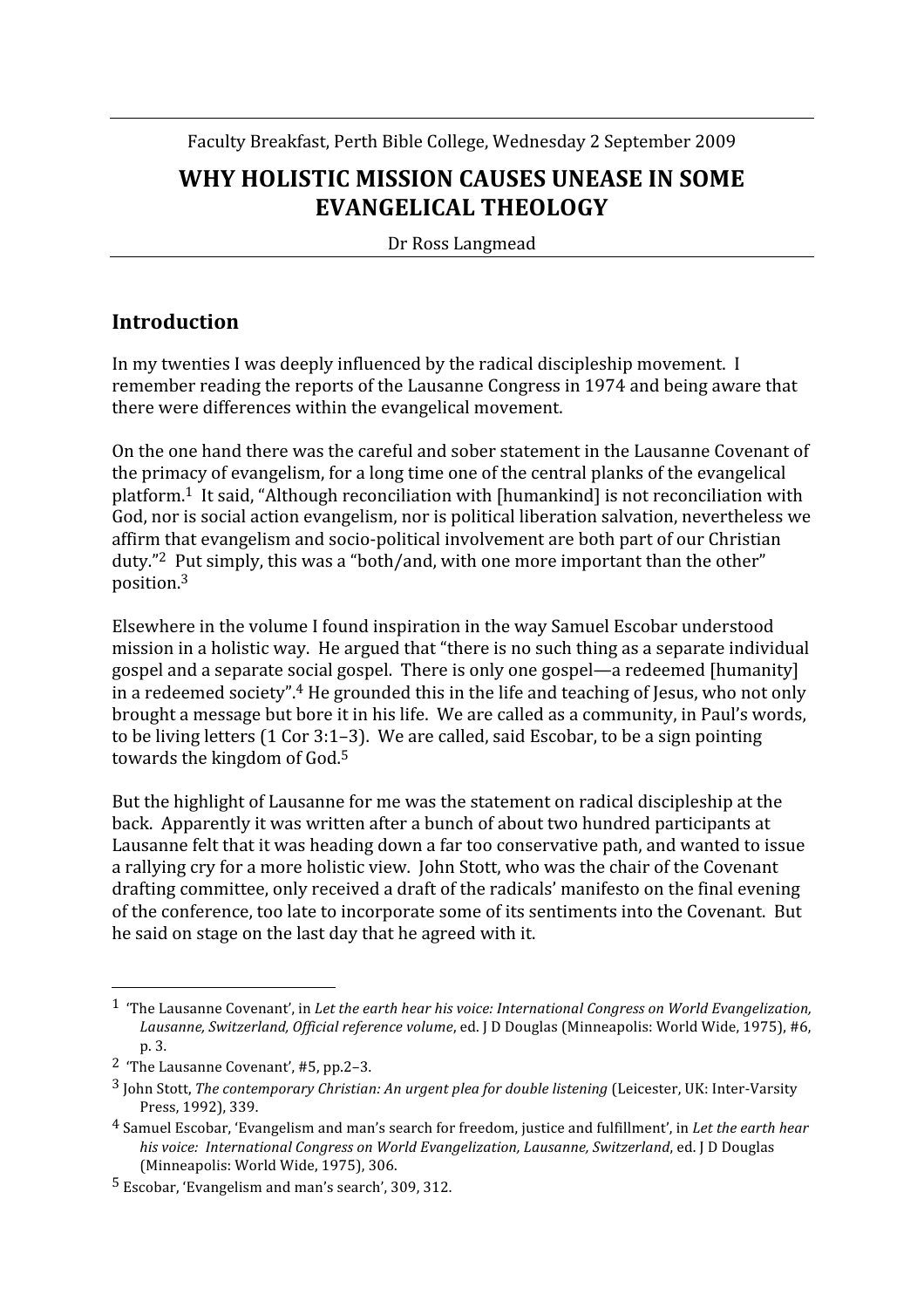Faculty Breakfast, Perth Bible College, Wednesday 2 September 2009

# WHY HOLISTIC MISSION CAUSES UNEASE IN SOME EVANGELICAL THEOLOGY

Dr Ross Langmead

## Introduction

In my twenties I was deeply influenced by the radical discipleship movement. I remember reading the reports of the Lausanne Congress in 1974 and being aware that there were differences within the evangelical movement.

On the one hand there was the careful and sober statement in the Lausanne Covenant of the primacy of evangelism, for a long time one of the central planks of the evangelical platform.[1] It said, "Although reconciliation with [humankind] is not reconciliation with God, nor is social action evangelism, nor is political liberation salvation, nevertheless we affirm that evangelism and socio-political involvement are both part of our Christian duty."[2] Put simply, this was a "both/and, with one more important than the other" position.[3]

Elsewhere in the volume I found inspiration in the way Samuel Escobar understood mission in a holistic way. He argued that "there is no such thing as a separate individual gospel and a separate social gospel. There is only one gospel—a redeemed [humanity] in a redeemed society".[4] He grounded this in the life and teaching of Jesus, who not only brought a message but bore it in his life. We are called as a community, in Paul's words, to be living letters (1 Cor 3:1–3). We are called, said Escobar, to be a sign pointing towards the kingdom of God.[5]

But the highlight of Lausanne for me was the statement on radical discipleship at the back. Apparently it was written after a bunch of about two hundred participants at Lausanne felt that it was heading down a far too conservative path, and wanted to issue a rallying cry for a more holistic view. John Stott, who was the chair of the Covenant drafting committee, only received a draft of the radicals' manifesto on the final evening of the conference, too late to incorporate some of its sentiments into the Covenant. But he said on stage on the last day that he agreed with it.

---

[1] 'The Lausanne Covenant', in *Let the earth hear his voice: International Congress on World Evangelization, Lausanne, Switzerland, Official reference volume*, ed. J D Douglas (Minneapolis: World Wide, 1975), #6, p. 3.

[2] 'The Lausanne Covenant', #5, pp.2–3.

[3] John Stott, *The contemporary Christian: An urgent plea for double listening* (Leicester, UK: Inter-Varsity Press, 1992), 339.

[4] Samuel Escobar, 'Evangelism and man's search for freedom, justice and fulfillment', in *Let the earth hear his voice: International Congress on World Evangelization, Lausanne, Switzerland*, ed. J D Douglas (Minneapolis: World Wide, 1975), 306.

[5] Escobar, 'Evangelism and man's search', 309, 312.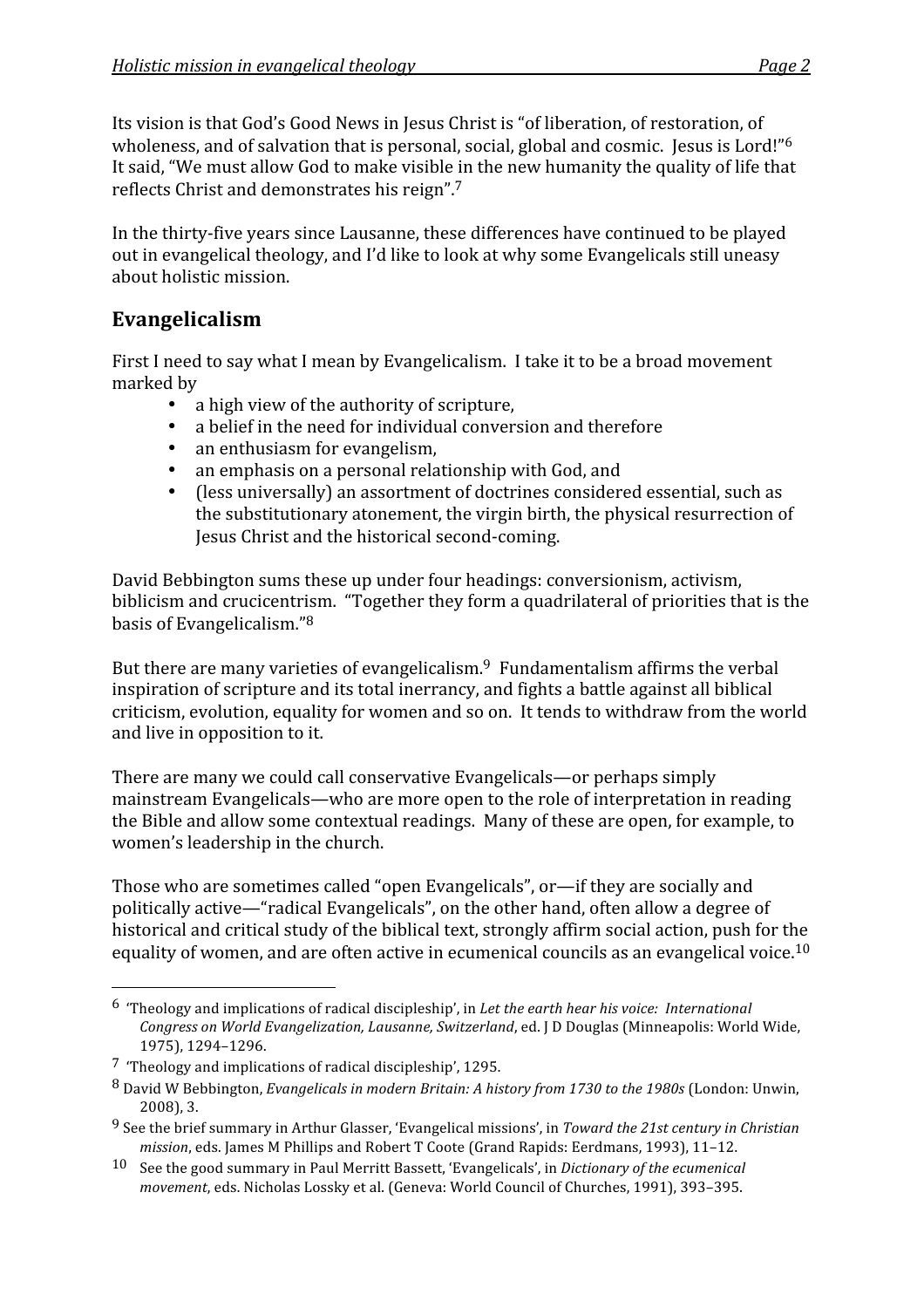Its vision is that God's Good News in Jesus Christ is "of liberation, of restoration, of wholeness, and of salvation that is personal, social, global and cosmic. Jesus is Lord!"[6] It said, "We must allow God to make visible in the new humanity the quality of life that reflects Christ and demonstrates his reign".[7]

In the thirty-five years since Lausanne, these differences have continued to be played out in evangelical theology, and I'd like to look at why some Evangelicals still uneasy about holistic mission.

## Evangelicalism

First I need to say what I mean by Evangelicalism. I take it to be a broad movement marked by

- a high view of the authority of scripture,
- a belief in the need for individual conversion and therefore
- an enthusiasm for evangelism,
- an emphasis on a personal relationship with God, and
- (less universally) an assortment of doctrines considered essential, such as the substitutionary atonement, the virgin birth, the physical resurrection of Jesus Christ and the historical second-coming.

David Bebbington sums these up under four headings: conversionism, activism, biblicism and crucicentrism. "Together they form a quadrilateral of priorities that is the basis of Evangelicalism."[8]

But there are many varieties of evangelicalism.[9] Fundamentalism affirms the verbal inspiration of scripture and its total inerrancy, and fights a battle against all biblical criticism, evolution, equality for women and so on. It tends to withdraw from the world and live in opposition to it.

There are many we could call conservative Evangelicals—or perhaps simply mainstream Evangelicals—who are more open to the role of interpretation in reading the Bible and allow some contextual readings. Many of these are open, for example, to women's leadership in the church.

Those who are sometimes called "open Evangelicals", or—if they are socially and politically active—"radical Evangelicals", on the other hand, often allow a degree of historical and critical study of the biblical text, strongly affirm social action, push for the equality of women, and are often active in ecumenical councils as an evangelical voice.[10]

---

[6] 'Theology and implications of radical discipleship', in *Let the earth hear his voice: International Congress on World Evangelization, Lausanne, Switzerland*, ed. J D Douglas (Minneapolis: World Wide, 1975), 1294–1296.

[7] 'Theology and implications of radical discipleship', 1295.

[8] David W Bebbington, *Evangelicals in modern Britain: A history from 1730 to the 1980s* (London: Unwin, 2008), 3.

[9] See the brief summary in Arthur Glasser, 'Evangelical missions', in *Toward the 21st century in Christian mission*, eds. James M Phillips and Robert T Coote (Grand Rapids: Eerdmans, 1993), 11–12.

[10] See the good summary in Paul Merritt Bassett, 'Evangelicals', in *Dictionary of the ecumenical movement*, eds. Nicholas Lossky et al. (Geneva: World Council of Churches, 1991), 393–395.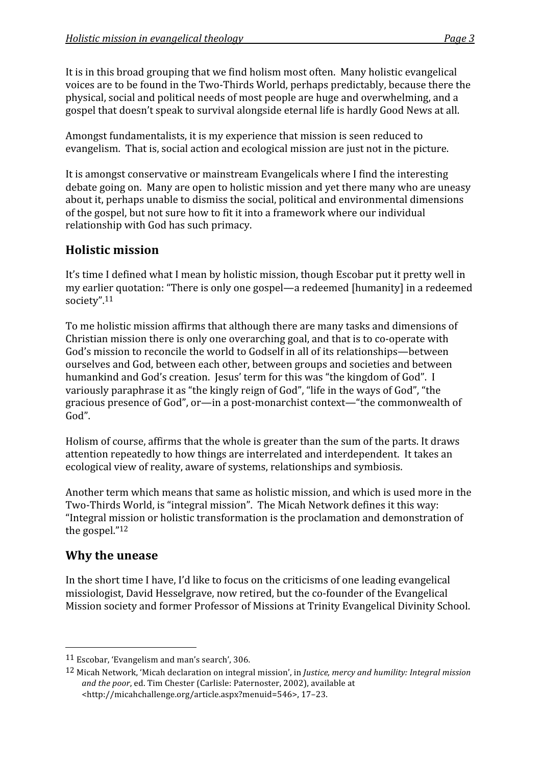It is in this broad grouping that we find holism most often. Many holistic evangelical voices are to be found in the Two-Thirds World, perhaps predictably, because there the physical, social and political needs of most people are huge and overwhelming, and a gospel that doesn't speak to survival alongside eternal life is hardly Good News at all.

Amongst fundamentalists, it is my experience that mission is seen reduced to evangelism. That is, social action and ecological mission are just not in the picture.

It is amongst conservative or mainstream Evangelicals where I find the interesting debate going on. Many are open to holistic mission and yet there many who are uneasy about it, perhaps unable to dismiss the social, political and environmental dimensions of the gospel, but not sure how to fit it into a framework where our individual relationship with God has such primacy.

## Holistic mission

It's time I defined what I mean by holistic mission, though Escobar put it pretty well in my earlier quotation: "There is only one gospel—a redeemed [humanity] in a redeemed society".[11]

To me holistic mission affirms that although there are many tasks and dimensions of Christian mission there is only one overarching goal, and that is to co-operate with God's mission to reconcile the world to Godself in all of its relationships—between ourselves and God, between each other, between groups and societies and between humankind and God's creation. Jesus' term for this was "the kingdom of God". I variously paraphrase it as "the kingly reign of God", "life in the ways of God", "the gracious presence of God", or—in a post-monarchist context—"the commonwealth of God".

Holism of course, affirms that the whole is greater than the sum of the parts. It draws attention repeatedly to how things are interrelated and interdependent. It takes an ecological view of reality, aware of systems, relationships and symbiosis.

Another term which means that same as holistic mission, and which is used more in the Two-Thirds World, is "integral mission". The Micah Network defines it this way: "Integral mission or holistic transformation is the proclamation and demonstration of the gospel."[12]

## Why the unease

In the short time I have, I'd like to focus on the criticisms of one leading evangelical missiologist, David Hesselgrave, now retired, but the co-founder of the Evangelical Mission society and former Professor of Missions at Trinity Evangelical Divinity School.

---

[11] Escobar, 'Evangelism and man's search', 306.

[12] Micah Network, 'Micah declaration on integral mission', in *Justice, mercy and humility: Integral mission and the poor*, ed. Tim Chester (Carlisle: Paternoster, 2002), available at <http://micahchallenge.org/article.aspx?menuid=546>, 17–23.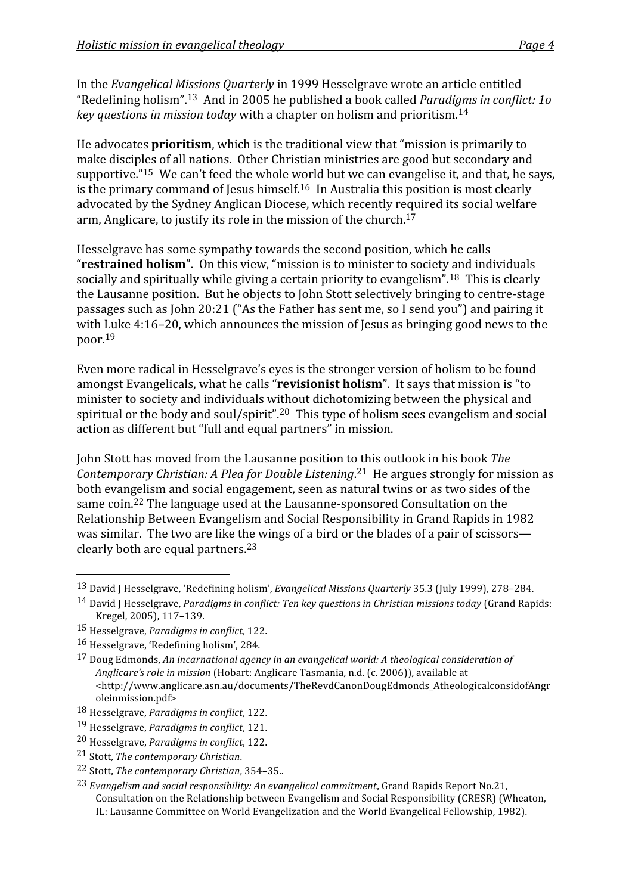In the *Evangelical Missions Quarterly* in 1999 Hesselgrave wrote an article entitled "Redefining holism".[13] And in 2005 he published a book called *Paradigms in conflict: 1o key questions in mission today* with a chapter on holism and prioritism.[14]

He advocates **prioritism**, which is the traditional view that "mission is primarily to make disciples of all nations. Other Christian ministries are good but secondary and supportive."[15] We can't feed the whole world but we can evangelise it, and that, he says, is the primary command of Jesus himself.[16] In Australia this position is most clearly advocated by the Sydney Anglican Diocese, which recently required its social welfare arm, Anglicare, to justify its role in the mission of the church.[17]

Hesselgrave has some sympathy towards the second position, which he calls "**restrained holism**". On this view, "mission is to minister to society and individuals socially and spiritually while giving a certain priority to evangelism".[18] This is clearly the Lausanne position. But he objects to John Stott selectively bringing to centre-stage passages such as John 20:21 ("As the Father has sent me, so I send you") and pairing it with Luke 4:16–20, which announces the mission of Jesus as bringing good news to the poor.[19]

Even more radical in Hesselgrave's eyes is the stronger version of holism to be found amongst Evangelicals, what he calls "**revisionist holism**". It says that mission is "to minister to society and individuals without dichotomizing between the physical and spiritual or the body and soul/spirit".[20] This type of holism sees evangelism and social action as different but "full and equal partners" in mission.

John Stott has moved from the Lausanne position to this outlook in his book *The Contemporary Christian: A Plea for Double Listening*.[21] He argues strongly for mission as both evangelism and social engagement, seen as natural twins or as two sides of the same coin.[22] The language used at the Lausanne-sponsored Consultation on the Relationship Between Evangelism and Social Responsibility in Grand Rapids in 1982 was similar. The two are like the wings of a bird or the blades of a pair of scissors—clearly both are equal partners.[23]

---

[13] David J Hesselgrave, 'Redefining holism', *Evangelical Missions Quarterly* 35.3 (July 1999), 278–284.

[14] David J Hesselgrave, *Paradigms in conflict: Ten key questions in Christian missions today* (Grand Rapids: Kregel, 2005), 117–139.

[15] Hesselgrave, *Paradigms in conflict*, 122.

[16] Hesselgrave, 'Redefining holism', 284.

[17] Doug Edmonds, *An incarnational agency in an evangelical world: A theological consideration of Anglicare's role in mission* (Hobart: Anglicare Tasmania, n.d. (c. 2006)), available at <http://www.anglicare.asn.au/documents/TheRevdCanonDougEdmonds_AtheologicalconsidofAngroleinmission.pdf>

[18] Hesselgrave, *Paradigms in conflict*, 122.

[19] Hesselgrave, *Paradigms in conflict*, 121.

[20] Hesselgrave, *Paradigms in conflict*, 122.

[21] Stott, *The contemporary Christian*.

[22] Stott, *The contemporary Christian*, 354–35..

[23] *Evangelism and social responsibility: An evangelical commitment*, Grand Rapids Report No.21, Consultation on the Relationship between Evangelism and Social Responsibility (CRESR) (Wheaton, IL: Lausanne Committee on World Evangelization and the World Evangelical Fellowship, 1982).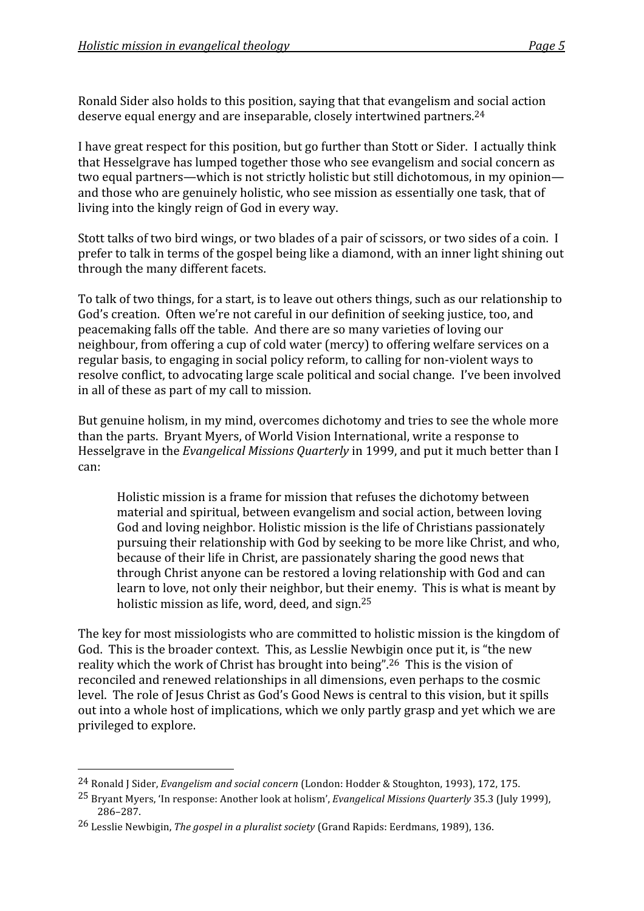Ronald Sider also holds to this position, saying that that evangelism and social action deserve equal energy and are inseparable, closely intertwined partners.[24]

I have great respect for this position, but go further than Stott or Sider. I actually think that Hesselgrave has lumped together those who see evangelism and social concern as two equal partners—which is not strictly holistic but still dichotomous, in my opinion—and those who are genuinely holistic, who see mission as essentially one task, that of living into the kingly reign of God in every way.

Stott talks of two bird wings, or two blades of a pair of scissors, or two sides of a coin. I prefer to talk in terms of the gospel being like a diamond, with an inner light shining out through the many different facets.

To talk of two things, for a start, is to leave out others things, such as our relationship to God's creation. Often we're not careful in our definition of seeking justice, too, and peacemaking falls off the table. And there are so many varieties of loving our neighbour, from offering a cup of cold water (mercy) to offering welfare services on a regular basis, to engaging in social policy reform, to calling for non-violent ways to resolve conflict, to advocating large scale political and social change. I've been involved in all of these as part of my call to mission.

But genuine holism, in my mind, overcomes dichotomy and tries to see the whole more than the parts. Bryant Myers, of World Vision International, write a response to Hesselgrave in the *Evangelical Missions Quarterly* in 1999, and put it much better than I can:

> Holistic mission is a frame for mission that refuses the dichotomy between material and spiritual, between evangelism and social action, between loving God and loving neighbor. Holistic mission is the life of Christians passionately pursuing their relationship with God by seeking to be more like Christ, and who, because of their life in Christ, are passionately sharing the good news that through Christ anyone can be restored a loving relationship with God and can learn to love, not only their neighbor, but their enemy. This is what is meant by holistic mission as life, word, deed, and sign.[25]

The key for most missiologists who are committed to holistic mission is the kingdom of God. This is the broader context. This, as Lesslie Newbigin once put it, is "the new reality which the work of Christ has brought into being".[26] This is the vision of reconciled and renewed relationships in all dimensions, even perhaps to the cosmic level. The role of Jesus Christ as God's Good News is central to this vision, but it spills out into a whole host of implications, which we only partly grasp and yet which we are privileged to explore.

---

[24] Ronald J Sider, *Evangelism and social concern* (London: Hodder & Stoughton, 1993), 172, 175.

[25] Bryant Myers, 'In response: Another look at holism', *Evangelical Missions Quarterly* 35.3 (July 1999), 286–287.

[26] Lesslie Newbigin, *The gospel in a pluralist society* (Grand Rapids: Eerdmans, 1989), 136.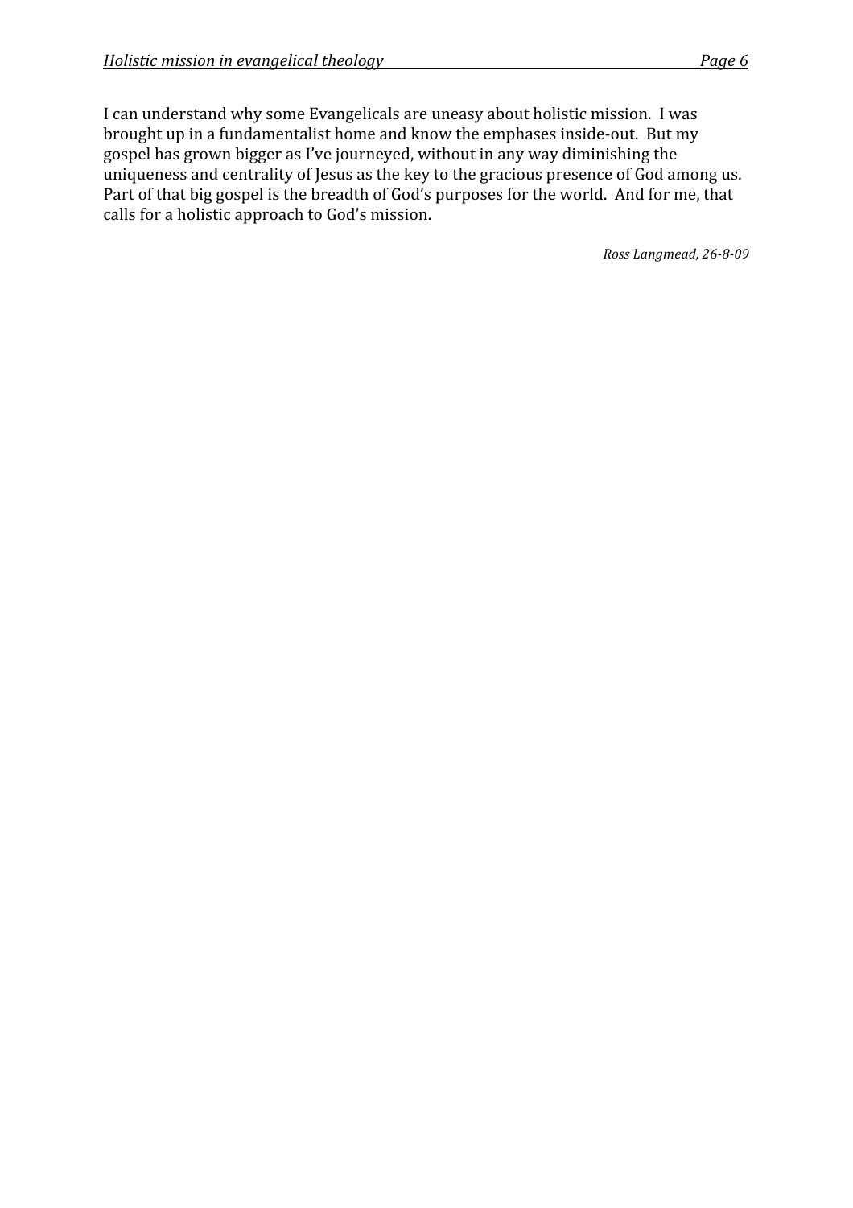I can understand why some Evangelicals are uneasy about holistic mission. I was brought up in a fundamentalist home and know the emphases inside-out. But my gospel has grown bigger as I've journeyed, without in any way diminishing the uniqueness and centrality of Jesus as the key to the gracious presence of God among us. Part of that big gospel is the breadth of God's purposes for the world. And for me, that calls for a holistic approach to God's mission.

*Ross Langmead, 26-8-09*